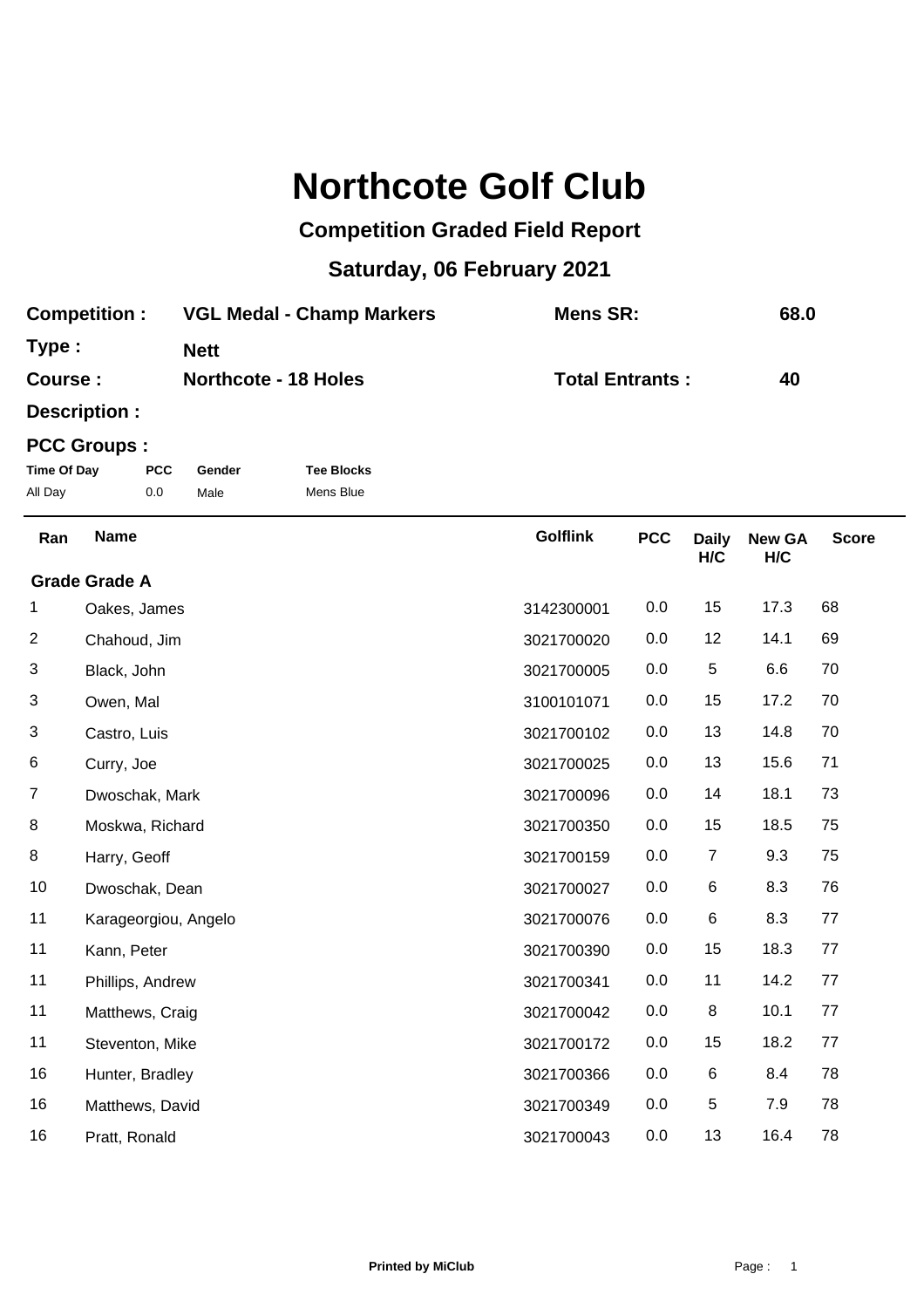# Northcote Golf Club

## Competition Graded Field Report

### Saturday, 06 February 2021

**Competition :** VGL Medal - Champ Markers  **Mens SR:** 68.0

**Type :** Nett

**Course :** Northcote - 18 Holes  **Total Entrants :** 40

**Description :**

**PCC Groups :**

| Time Of Day | PCC | Gender | Tee Blocks |
|---|---|---|---|
| All Day | 0.0 | Male | Mens Blue |

| Ran | Name | Golflink | PCC | Daily H/C | New GA H/C | Score |
|---|---|---|---|---|---|---|
| **Grade Grade A** | | | | | | |
| 1 | Oakes, James | 3142300001 | 0.0 | 15 | 17.3 | 68 |
| 2 | Chahoud, Jim | 3021700020 | 0.0 | 12 | 14.1 | 69 |
| 3 | Black, John | 3021700005 | 0.0 | 5 | 6.6 | 70 |
| 3 | Owen, Mal | 3100101071 | 0.0 | 15 | 17.2 | 70 |
| 3 | Castro, Luis | 3021700102 | 0.0 | 13 | 14.8 | 70 |
| 6 | Curry, Joe | 3021700025 | 0.0 | 13 | 15.6 | 71 |
| 7 | Dwoschak, Mark | 3021700096 | 0.0 | 14 | 18.1 | 73 |
| 8 | Moskwa, Richard | 3021700350 | 0.0 | 15 | 18.5 | 75 |
| 8 | Harry, Geoff | 3021700159 | 0.0 | 7 | 9.3 | 75 |
| 10 | Dwoschak, Dean | 3021700027 | 0.0 | 6 | 8.3 | 76 |
| 11 | Karageorgiou, Angelo | 3021700076 | 0.0 | 6 | 8.3 | 77 |
| 11 | Kann, Peter | 3021700390 | 0.0 | 15 | 18.3 | 77 |
| 11 | Phillips, Andrew | 3021700341 | 0.0 | 11 | 14.2 | 77 |
| 11 | Matthews, Craig | 3021700042 | 0.0 | 8 | 10.1 | 77 |
| 11 | Steventon, Mike | 3021700172 | 0.0 | 15 | 18.2 | 77 |
| 16 | Hunter, Bradley | 3021700366 | 0.0 | 6 | 8.4 | 78 |
| 16 | Matthews, David | 3021700349 | 0.0 | 5 | 7.9 | 78 |
| 16 | Pratt, Ronald | 3021700043 | 0.0 | 13 | 16.4 | 78 |

**Printed by MiClub**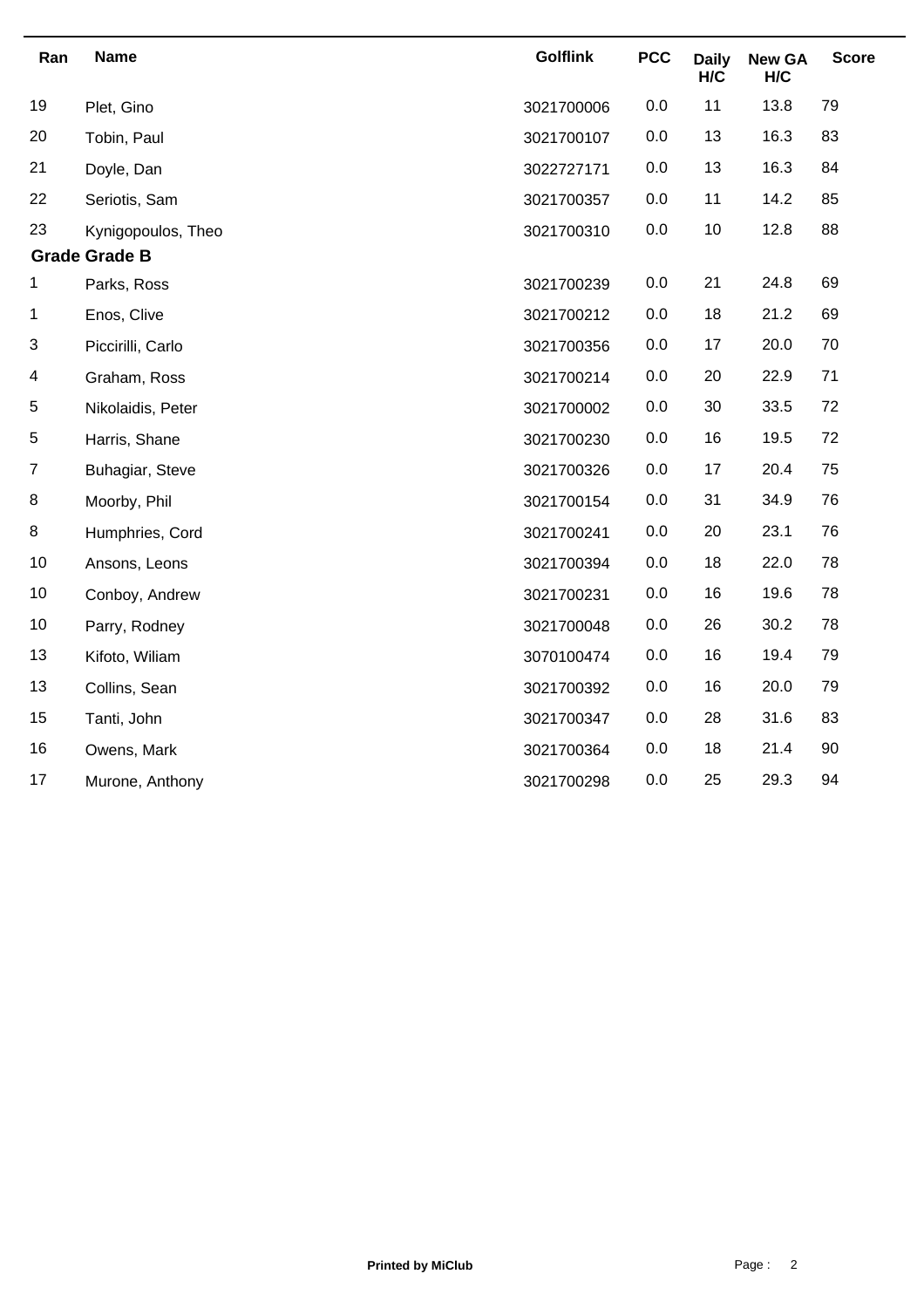| Ran | Name | Golflink | PCC | Daily H/C | New GA H/C | Score |
|---|---|---|---|---|---|---|
| 19 | Plet, Gino | 3021700006 | 0.0 | 11 | 13.8 | 79 |
| 20 | Tobin, Paul | 3021700107 | 0.0 | 13 | 16.3 | 83 |
| 21 | Doyle, Dan | 3022727171 | 0.0 | 13 | 16.3 | 84 |
| 22 | Seriotis, Sam | 3021700357 | 0.0 | 11 | 14.2 | 85 |
| 23 | Kynigopoulos, Theo | 3021700310 | 0.0 | 10 | 12.8 | 88 |
| **Grade Grade B** | | | | | | |
| 1 | Parks, Ross | 3021700239 | 0.0 | 21 | 24.8 | 69 |
| 1 | Enos, Clive | 3021700212 | 0.0 | 18 | 21.2 | 69 |
| 3 | Piccirilli, Carlo | 3021700356 | 0.0 | 17 | 20.0 | 70 |
| 4 | Graham, Ross | 3021700214 | 0.0 | 20 | 22.9 | 71 |
| 5 | Nikolaidis, Peter | 3021700002 | 0.0 | 30 | 33.5 | 72 |
| 5 | Harris, Shane | 3021700230 | 0.0 | 16 | 19.5 | 72 |
| 7 | Buhagiar, Steve | 3021700326 | 0.0 | 17 | 20.4 | 75 |
| 8 | Moorby, Phil | 3021700154 | 0.0 | 31 | 34.9 | 76 |
| 8 | Humphries, Cord | 3021700241 | 0.0 | 20 | 23.1 | 76 |
| 10 | Ansons, Leons | 3021700394 | 0.0 | 18 | 22.0 | 78 |
| 10 | Conboy, Andrew | 3021700231 | 0.0 | 16 | 19.6 | 78 |
| 10 | Parry, Rodney | 3021700048 | 0.0 | 26 | 30.2 | 78 |
| 13 | Kifoto, Wiliam | 3070100474 | 0.0 | 16 | 19.4 | 79 |
| 13 | Collins, Sean | 3021700392 | 0.0 | 16 | 20.0 | 79 |
| 15 | Tanti, John | 3021700347 | 0.0 | 28 | 31.6 | 83 |
| 16 | Owens, Mark | 3021700364 | 0.0 | 18 | 21.4 | 90 |
| 17 | Murone, Anthony | 3021700298 | 0.0 | 25 | 29.3 | 94 |

**Printed by MiClub**